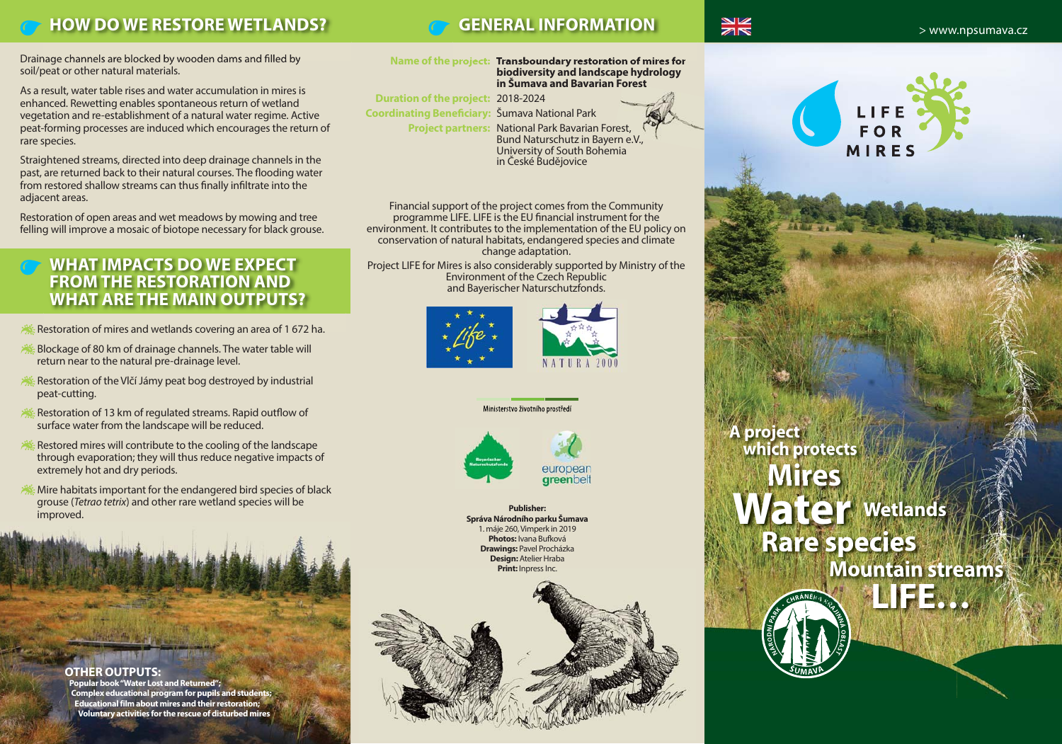## HOW DO WE RESTORE WETLANDS?

Drainage channels are blocked by wooden dams and filled by soil/peat or other natural materials.

As a result, water table rises and water accumulation in mires is enhanced. Rewetting enables spontaneous return of wetland vegetation and re-establishment of a natural water regime. Active peat-forming processes are induced which encourages the return of rare species.

Straightened streams, directed into deep drainage channels in the past, are returned back to their natural courses. The flooding water from restored shallow streams can thus finally infiltrate into the adjacent areas.

Restoration of open areas and wet meadows by mowing and tree felling will improve a mosaic of biotope necessary for black grouse.

## WHAT IMPACTS DO WE EXPECT FROM THE RESTORATION AND WHAT ARE THE MAIN OUTPUTS?

- Restoration of mires and wetlands covering an area of 1 672 ha.
- Blockage of 80 km of drainage channels. The water table will return near to the natural pre-drainage level.
- Restoration of the Vlčí Jámy peat bog destroyed by industrial peat-cutting.
- Restoration of 13 km of regulated streams. Rapid outflow of surface water from the landscape will be reduced.
- Restored mires will contribute to the cooling of the landscape through evaporation; they will thus reduce negative impacts of extremely hot and dry periods.
- Mire habitats important for the endangered bird species of black grouse (*Tetrao tetrix*) and other rare wetland species will be improved.

**OTHER OUTPUTS:**
**Popular book "Water Lost and Returned";**
**Complex educational program for pupils and students;**
**Educational film about mires and their restoration;**
**Voluntary activities for the rescue of disturbed mires**

## GENERAL INFORMATION

**Name of the project:** **Transboundary restoration of mires for biodiversity and landscape hydrology in Šumava and Bavarian Forest**

**Duration of the project:** 2018-2024

**Coordinating Beneficiary:** Šumava National Park

**Project partners:** National Park Bavarian Forest, Bund Naturschutz in Bayern e.V., University of South Bohemia in České Budějovice

Financial support of the project comes from the Community programme LIFE. LIFE is the EU financial instrument for the environment. It contributes to the implementation of the EU policy on conservation of natural habitats, endangered species and climate change adaptation.

Project LIFE for Mires is also considerably supported by Ministry of the Environment of the Czech Republic and Bayerischer Naturschutzfonds.

NATURA 2000

Ministerstvo životního prostředí

Bayerischer Naturschutzfonds

european greenbelt

**Publisher:**
**Správa Národního parku Šumava**
1. máje 260, Vimperk in 2019
**Photos:** Ivana Bufková
**Drawings:** Pavel Procházka
**Design:** Atelier Hraba
**Print:** Inpress Inc.

> www.npsumava.cz

LIFE FOR MIRES

**A project which protects**
**Mires**
**Water** **Wetlands**
**Rare species**
**Mountain streams**
**LIFE…**

NÁRODNÍ PARK – CHRÁNĚNÁ KRAJINNÁ OBLAST – ŠUMAVA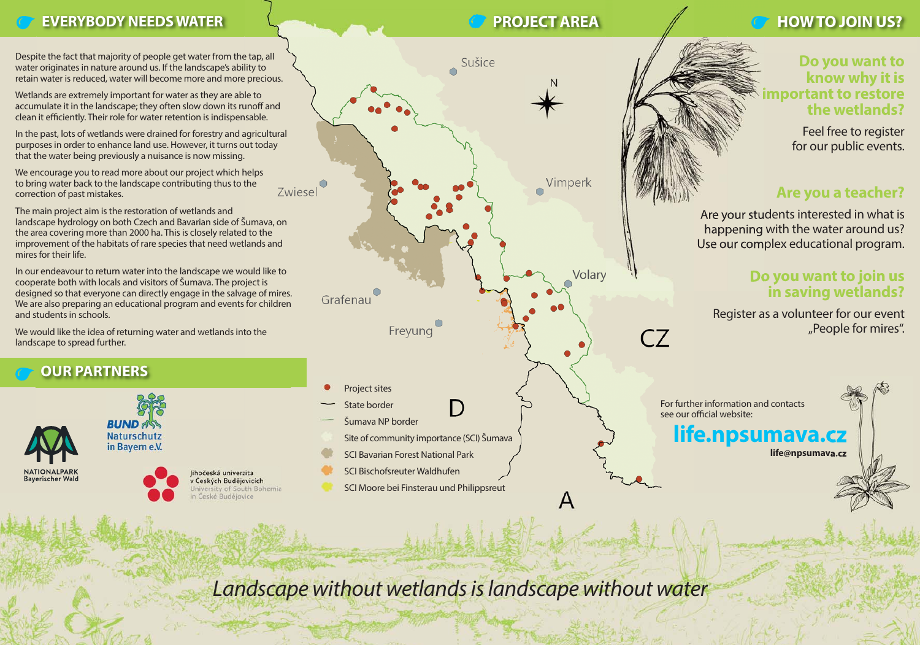## EVERYBODY NEEDS WATER

Despite the fact that majority of people get water from the tap, all water originates in nature around us. If the landscape's ability to retain water is reduced, water will become more and more precious.

Wetlands are extremely important for water as they are able to accumulate it in the landscape; they often slow down its runoff and clean it efficiently. Their role for water retention is indispensable.

In the past, lots of wetlands were drained for forestry and agricultural purposes in order to enhance land use. However, it turns out today that the water being previously a nuisance is now missing.

We encourage you to read more about our project which helps to bring water back to the landscape contributing thus to the correction of past mistakes.

The main project aim is the restoration of wetlands and landscape hydrology on both Czech and Bavarian side of Šumava, on the area covering more than 2000 ha. This is closely related to the improvement of the habitats of rare species that need wetlands and mires for their life.

In our endeavour to return water into the landscape we would like to cooperate both with locals and visitors of Šumava. The project is designed so that everyone can directly engage in the salvage of mires. We are also preparing an educational program and events for children and students in schools.

We would like the idea of returning water and wetlands into the landscape to spread further.

## OUR PARTNERS

NATIONALPARK Bayerischer Wald

BUND Naturschutz in Bayern e.V.

Jihočeská univerzita v Českých Budějovicích
University of South Bohemia in České Budějovice

## PROJECT AREA

Sušice
N
Vimperk
Zwiesel
Volary
Grafenau
Freyung
CZ
D
A

- Project sites
- State border
- Šumava NP border
- Site of community importance (SCI) Šumava
- SCI Bavarian Forest National Park
- SCI Bischofsreuter Waldhufen
- SCI Moore bei Finsterau und Philippsreut

## HOW TO JOIN US?

### Do you want to know why it is important to restore the wetlands?

Feel free to register for our public events.

### Are you a teacher?

Are your students interested in what is happening with the water around us? Use our complex educational program.

### Do you want to join us in saving wetlands?

Register as a volunteer for our event „People for mires".

For further information and contacts see our official website:

**life.npsumava.cz**

**life@npsumava.cz**

*Landscape without wetlands is landscape without water*